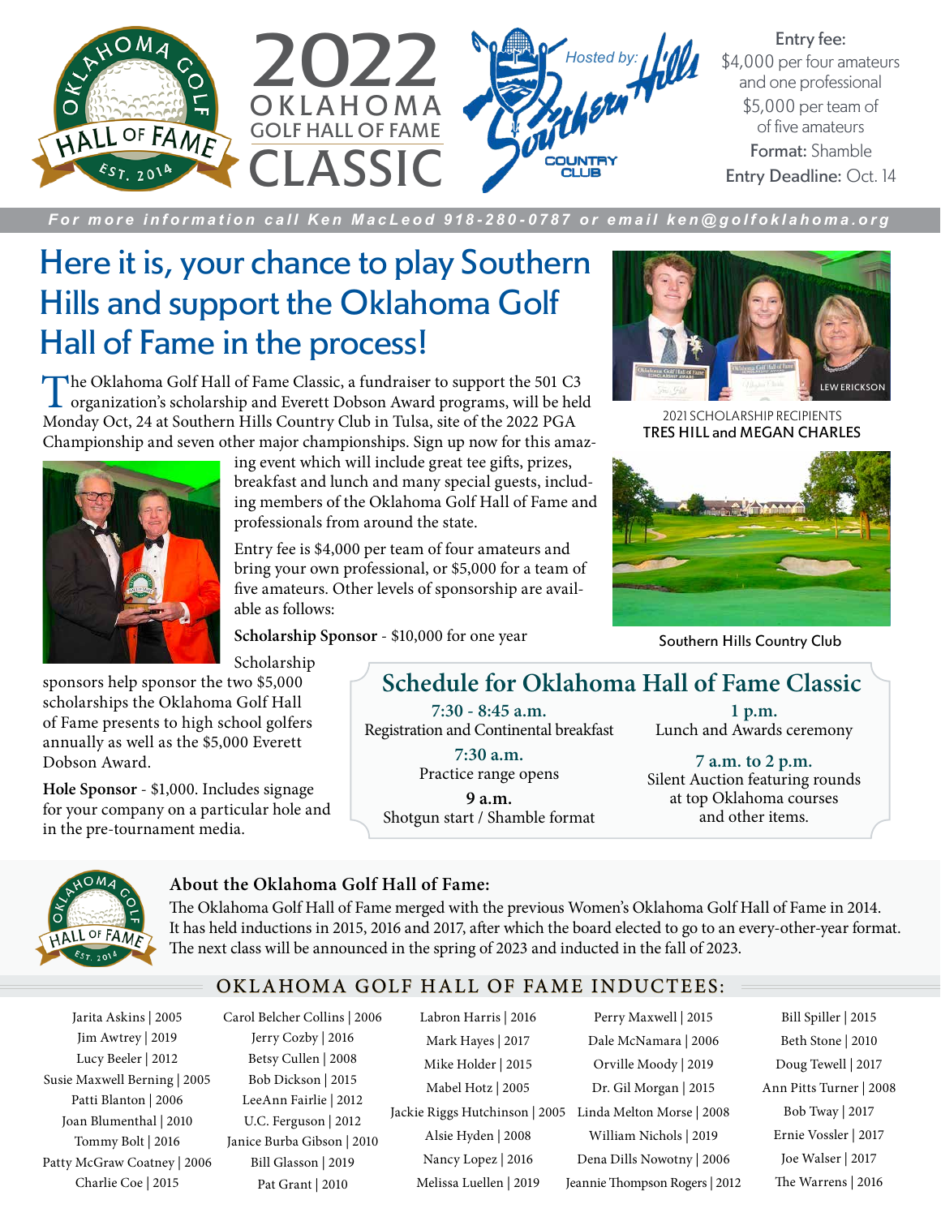# 2022 OKLAHOMA GOLF HALL OF FAME CLASSIC

Hosted by: Southern Hills Country Club

**Entry fee:**
$4,000 per four amateurs and one professional
$5,000 per team of of five amateurs
**Format:** Shamble
**Entry Deadline:** Oct. 14

*For more information call Ken MacLeod 918-280-0787 or email ken@golfoklahoma.org*

## Here it is, your chance to play Southern Hills and support the Oklahoma Golf Hall of Fame in the process!

The Oklahoma Golf Hall of Fame Classic, a fundraiser to support the 501 C3 organization's scholarship and Everett Dobson Award programs, will be held Monday Oct, 24 at Southern Hills Country Club in Tulsa, site of the 2022 PGA Championship and seven other major championships. Sign up now for this amazing event which will include great tee gifts, prizes, breakfast and lunch and many special guests, including members of the Oklahoma Golf Hall of Fame and professionals from around the state.

Entry fee is $4,000 per team of four amateurs and bring your own professional, or $5,000 for a team of five amateurs. Other levels of sponsorship are available as follows:

**Scholarship Sponsor** - $10,000 for one year

Scholarship sponsors help sponsor the two $5,000 scholarships the Oklahoma Golf Hall of Fame presents to high school golfers annually as well as the $5,000 Everett Dobson Award.

**Hole Sponsor** - $1,000. Includes signage for your company on a particular hole and in the pre-tournament media.

LEW ERICKSON

2021 SCHOLARSHIP RECIPIENTS
TRES HILL and MEGAN CHARLES

Southern Hills Country Club

## Schedule for Oklahoma Hall of Fame Classic

**7:30 - 8:45 a.m.**
Registration and Continental breakfast

**7:30 a.m.**
Practice range opens

**9 a.m.**
Shotgun start / Shamble format

**1 p.m.**
Lunch and Awards ceremony

**7 a.m. to 2 p.m.**
Silent Auction featuring rounds at top Oklahoma courses and other items.

### About the Oklahoma Golf Hall of Fame:

The Oklahoma Golf Hall of Fame merged with the previous Women's Oklahoma Golf Hall of Fame in 2014. It has held inductions in 2015, 2016 and 2017, after which the board elected to go to an every-other-year format. The next class will be announced in the spring of 2023 and inducted in the fall of 2023.

## OKLAHOMA GOLF HALL OF FAME INDUCTEES:

Jarita Askins | 2005
Jim Awtrey | 2019
Lucy Beeler | 2012
Susie Maxwell Berning | 2005
Patti Blanton | 2006
Joan Blumenthal | 2010
Tommy Bolt | 2016
Patty McGraw Coatney | 2006
Charlie Coe | 2015
Carol Belcher Collins | 2006
Jerry Cozby | 2016
Betsy Cullen | 2008
Bob Dickson | 2015
LeeAnn Fairlie | 2012
U.C. Ferguson | 2012
Janice Burba Gibson | 2010
Bill Glasson | 2019
Pat Grant | 2010
Labron Harris | 2016
Mark Hayes | 2017
Mike Holder | 2015
Mabel Hotz | 2005
Jackie Riggs Hutchinson | 2005
Alsie Hyden | 2008
Nancy Lopez | 2016
Melissa Luellen | 2019
Perry Maxwell | 2015
Dale McNamara | 2006
Orville Moody | 2019
Dr. Gil Morgan | 2015
Linda Melton Morse | 2008
William Nichols | 2019
Dena Dills Nowotny | 2006
Jeannie Thompson Rogers | 2012
Bill Spiller | 2015
Beth Stone | 2010
Doug Tewell | 2017
Ann Pitts Turner | 2008
Bob Tway | 2017
Ernie Vossler | 2017
Joe Walser | 2017
The Warrens | 2016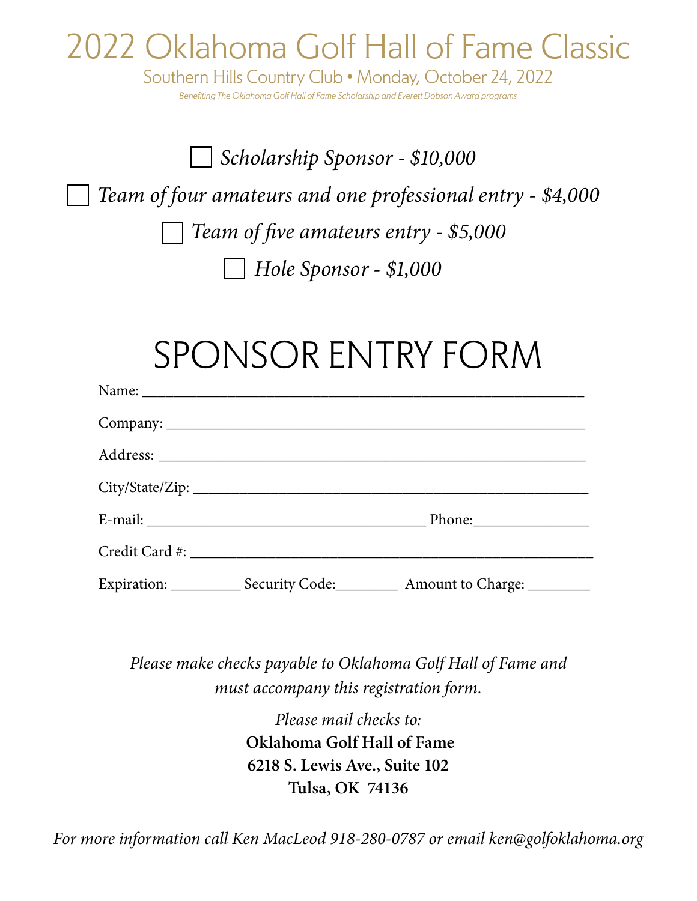# 2022 Oklahoma Golf Hall of Fame Classic

Southern Hills Country Club • Monday, October 24, 2022

*Benefiting The Oklahoma Golf Hall of Fame Scholarship and Everett Dobson Award programs*

☐ *Scholarship Sponsor - $10,000*

☐ *Team of four amateurs and one professional entry - $4,000*

☐ *Team of five amateurs entry - $5,000*

☐ *Hole Sponsor - $1,000*

## SPONSOR ENTRY FORM

Name: ___________________________________________________________

Company: ________________________________________________________

Address: _________________________________________________________

City/State/Zip: ____________________________________________________

E-mail: ______________________________________ Phone:________________

Credit Card #: _____________________________________________________

Expiration: _________ Security Code:________ Amount to Charge: ________

*Please make checks payable to Oklahoma Golf Hall of Fame and must accompany this registration form.*

*Please mail checks to:*

**Oklahoma Golf Hall of Fame**
**6218 S. Lewis Ave., Suite 102**
**Tulsa, OK 74136**

*For more information call Ken MacLeod 918-280-0787 or email ken@golfoklahoma.org*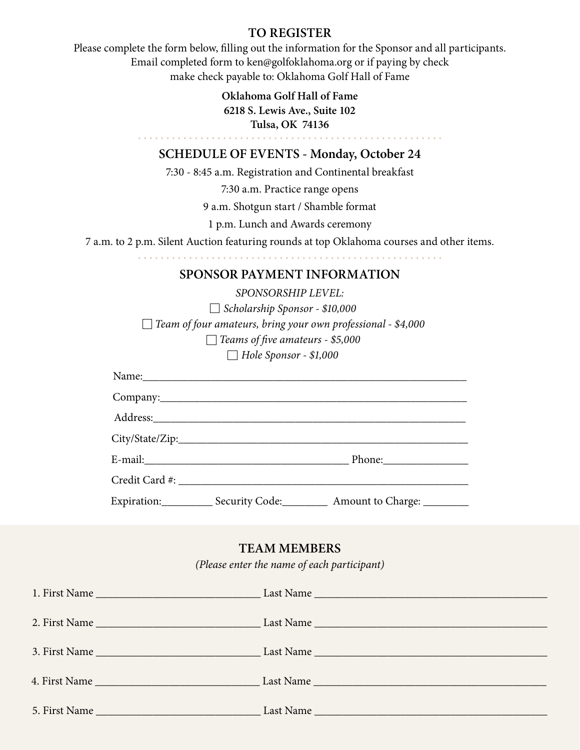## TO REGISTER

Please complete the form below, filling out the information for the Sponsor and all participants.
Email completed form to ken@golfoklahoma.org or if paying by check
make check payable to: Oklahoma Golf Hall of Fame

**Oklahoma Golf Hall of Fame**
**6218 S. Lewis Ave., Suite 102**
**Tulsa, OK 74136**

## SCHEDULE OF EVENTS - Monday, October 24

7:30 - 8:45 a.m. Registration and Continental breakfast

7:30 a.m. Practice range opens

9 a.m. Shotgun start / Shamble format

1 p.m. Lunch and Awards ceremony

7 a.m. to 2 p.m. Silent Auction featuring rounds at top Oklahoma courses and other items.

## SPONSOR PAYMENT INFORMATION

*SPONSORSHIP LEVEL:*

☐ *Scholarship Sponsor - $10,000*

☐ *Team of four amateurs, bring your own professional - $4,000*

☐ *Teams of five amateurs - $5,000*

☐ *Hole Sponsor - $1,000*

Name:_______________________________________________

Company:____________________________________________

Address:_____________________________________________

City/State/Zip:_________________________________________

E-mail:____________________________ Phone:_____________

Credit Card #: ________________________________________

Expiration:________ Security Code:_______ Amount to Charge: _______

## TEAM MEMBERS

*(Please enter the name of each participant)*

1. First Name ________________________ Last Name ________________________________

2. First Name ________________________ Last Name ________________________________

3. First Name ________________________ Last Name ________________________________

4. First Name ________________________ Last Name ________________________________

5. First Name ________________________ Last Name ________________________________